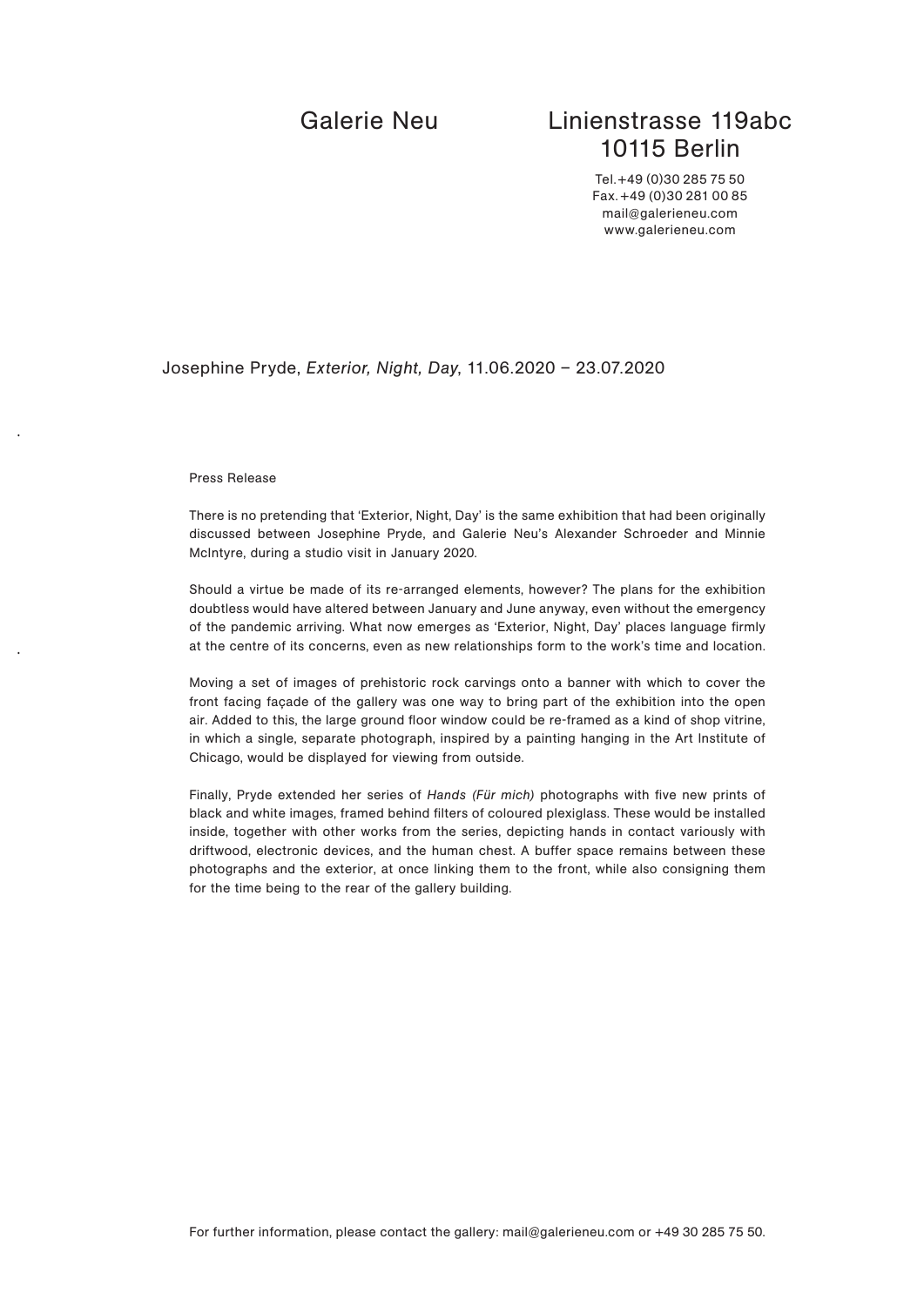Galerie Neu

Linienstrasse 119abc
10115 Berlin

Tel. +49 (0)30 285 75 50
Fax. +49 (0)30 281 00 85
mail@galerieneu.com
www.galerieneu.com

Josephine Pryde, *Exterior, Night, Day*, 11.06.2020 – 23.07.2020

Press Release

There is no pretending that 'Exterior, Night, Day' is the same exhibition that had been originally discussed between Josephine Pryde, and Galerie Neu's Alexander Schroeder and Minnie McIntyre, during a studio visit in January 2020.

Should a virtue be made of its re-arranged elements, however? The plans for the exhibition doubtless would have altered between January and June anyway, even without the emergency of the pandemic arriving. What now emerges as 'Exterior, Night, Day' places language firmly at the centre of its concerns, even as new relationships form to the work's time and location.

Moving a set of images of prehistoric rock carvings onto a banner with which to cover the front facing façade of the gallery was one way to bring part of the exhibition into the open air. Added to this, the large ground floor window could be re-framed as a kind of shop vitrine, in which a single, separate photograph, inspired by a painting hanging in the Art Institute of Chicago, would be displayed for viewing from outside.

Finally, Pryde extended her series of *Hands (Für mich)* photographs with five new prints of black and white images, framed behind filters of coloured plexiglass. These would be installed inside, together with other works from the series, depicting hands in contact variously with driftwood, electronic devices, and the human chest. A buffer space remains between these photographs and the exterior, at once linking them to the front, while also consigning them for the time being to the rear of the gallery building.

For further information, please contact the gallery: mail@galerieneu.com or +49 30 285 75 50.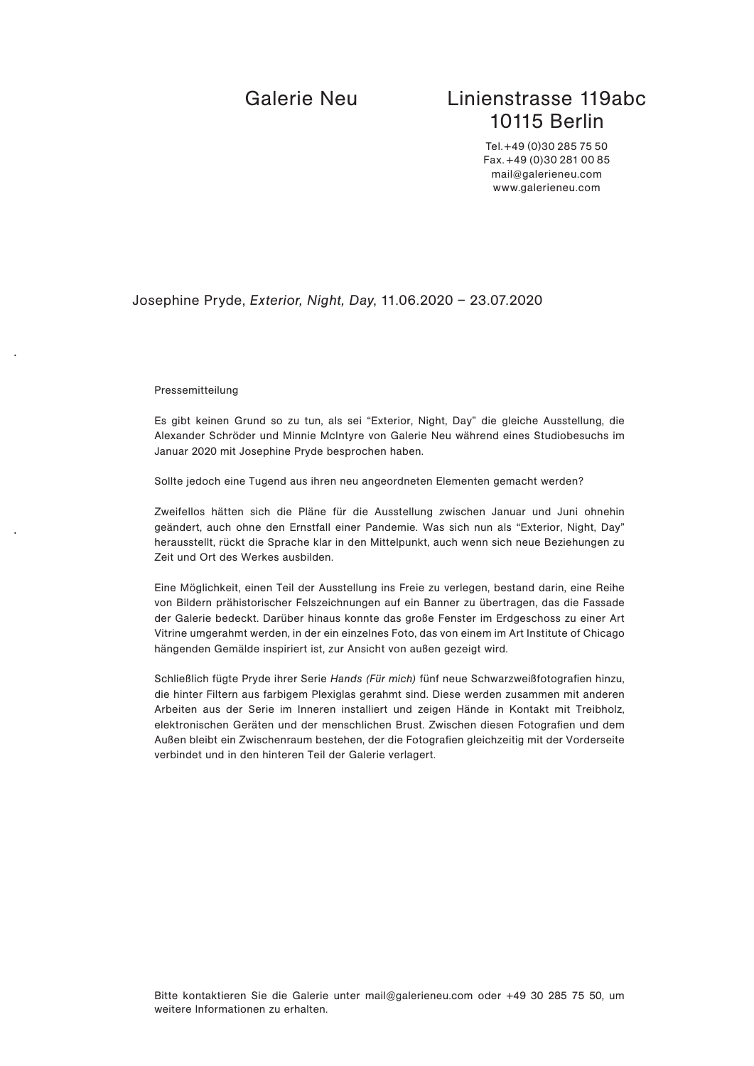Galerie Neu

Linienstrasse 119abc
10115 Berlin

Tel. +49 (0)30 285 75 50
Fax. +49 (0)30 281 00 85
mail@galerieneu.com
www.galerieneu.com

Josephine Pryde, *Exterior, Night, Day*, 11.06.2020 – 23.07.2020

Pressemitteilung

Es gibt keinen Grund so zu tun, als sei “Exterior, Night, Day” die gleiche Ausstellung, die Alexander Schröder und Minnie McIntyre von Galerie Neu während eines Studiobesuchs im Januar 2020 mit Josephine Pryde besprochen haben.

Sollte jedoch eine Tugend aus ihren neu angeordneten Elementen gemacht werden?

Zweifellos hätten sich die Pläne für die Ausstellung zwischen Januar und Juni ohnehin geändert, auch ohne den Ernstfall einer Pandemie. Was sich nun als “Exterior, Night, Day” herausstellt, rückt die Sprache klar in den Mittelpunkt, auch wenn sich neue Beziehungen zu Zeit und Ort des Werkes ausbilden.

Eine Möglichkeit, einen Teil der Ausstellung ins Freie zu verlegen, bestand darin, eine Reihe von Bildern prähistorischer Felszeichnungen auf ein Banner zu übertragen, das die Fassade der Galerie bedeckt. Darüber hinaus konnte das große Fenster im Erdgeschoss zu einer Art Vitrine umgerahmt werden, in der ein einzelnes Foto, das von einem im Art Institute of Chicago hängenden Gemälde inspiriert ist, zur Ansicht von außen gezeigt wird.

Schließlich fügte Pryde ihrer Serie *Hands (Für mich)* fünf neue Schwarzweißfotografien hinzu, die hinter Filtern aus farbigem Plexiglas gerahmt sind. Diese werden zusammen mit anderen Arbeiten aus der Serie im Inneren installiert und zeigen Hände in Kontakt mit Treibholz, elektronischen Geräten und der menschlichen Brust. Zwischen diesen Fotografien und dem Außen bleibt ein Zwischenraum bestehen, der die Fotografien gleichzeitig mit der Vorderseite verbindet und in den hinteren Teil der Galerie verlagert.

Bitte kontaktieren Sie die Galerie unter mail@galerieneu.com oder +49 30 285 75 50, um weitere Informationen zu erhalten.